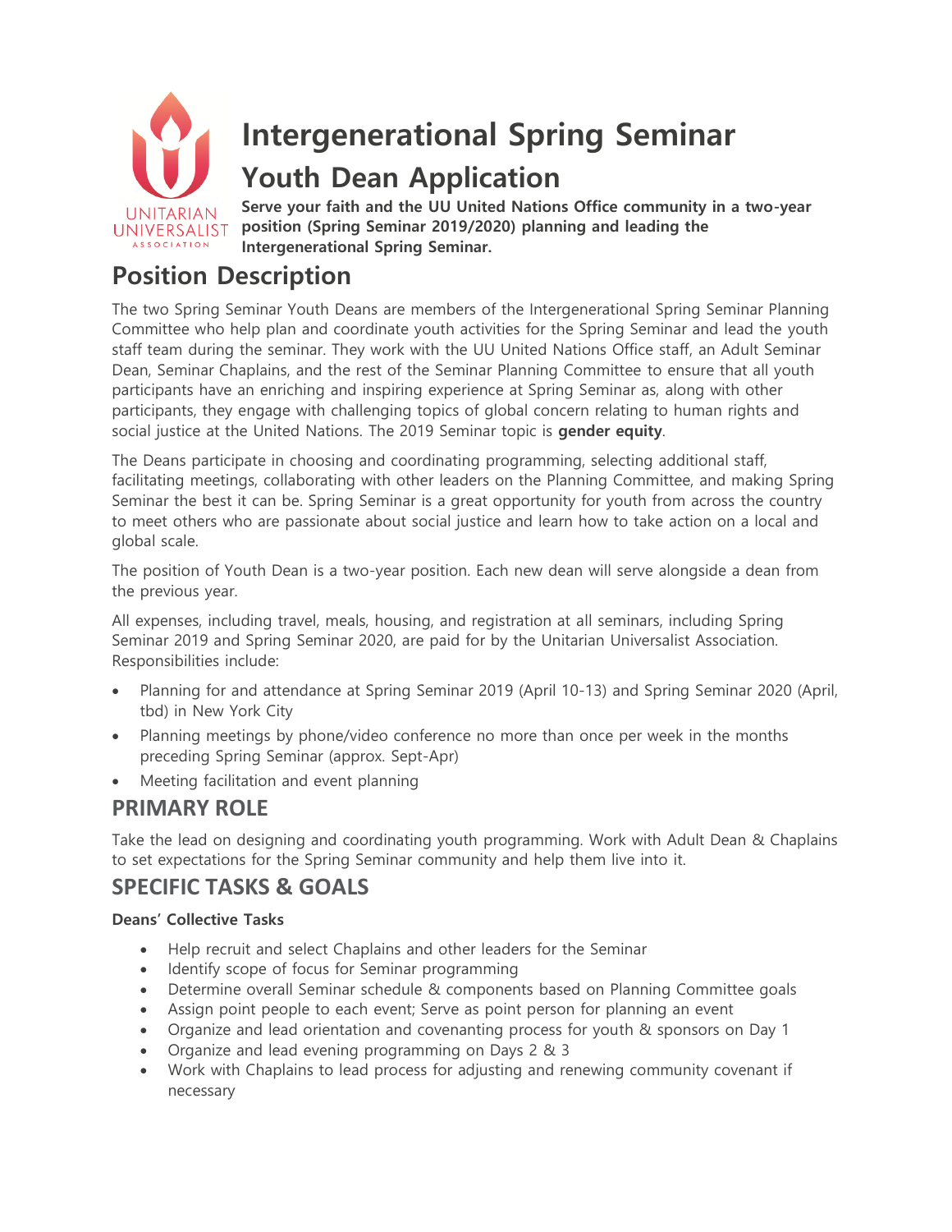# Intergenerational Spring Seminar

## Youth Dean Application

**Serve your faith and the UU United Nations Office community in a two-year position (Spring Seminar 2019/2020) planning and leading the Intergenerational Spring Seminar.**

# Position Description

The two Spring Seminar Youth Deans are members of the Intergenerational Spring Seminar Planning Committee who help plan and coordinate youth activities for the Spring Seminar and lead the youth staff team during the seminar. They work with the UU United Nations Office staff, an Adult Seminar Dean, Seminar Chaplains, and the rest of the Seminar Planning Committee to ensure that all youth participants have an enriching and inspiring experience at Spring Seminar as, along with other participants, they engage with challenging topics of global concern relating to human rights and social justice at the United Nations. The 2019 Seminar topic is **gender equity**.

The Deans participate in choosing and coordinating programming, selecting additional staff, facilitating meetings, collaborating with other leaders on the Planning Committee, and making Spring Seminar the best it can be. Spring Seminar is a great opportunity for youth from across the country to meet others who are passionate about social justice and learn how to take action on a local and global scale.

The position of Youth Dean is a two-year position. Each new dean will serve alongside a dean from the previous year.

All expenses, including travel, meals, housing, and registration at all seminars, including Spring Seminar 2019 and Spring Seminar 2020, are paid for by the Unitarian Universalist Association. Responsibilities include:

- Planning for and attendance at Spring Seminar 2019 (April 10-13) and Spring Seminar 2020 (April, tbd) in New York City
- Planning meetings by phone/video conference no more than once per week in the months preceding Spring Seminar (approx. Sept-Apr)
- Meeting facilitation and event planning

## PRIMARY ROLE

Take the lead on designing and coordinating youth programming. Work with Adult Dean & Chaplains to set expectations for the Spring Seminar community and help them live into it.

## SPECIFIC TASKS & GOALS

**Deans' Collective Tasks**

- Help recruit and select Chaplains and other leaders for the Seminar
- Identify scope of focus for Seminar programming
- Determine overall Seminar schedule & components based on Planning Committee goals
- Assign point people to each event; Serve as point person for planning an event
- Organize and lead orientation and covenanting process for youth & sponsors on Day 1
- Organize and lead evening programming on Days 2 & 3
- Work with Chaplains to lead process for adjusting and renewing community covenant if necessary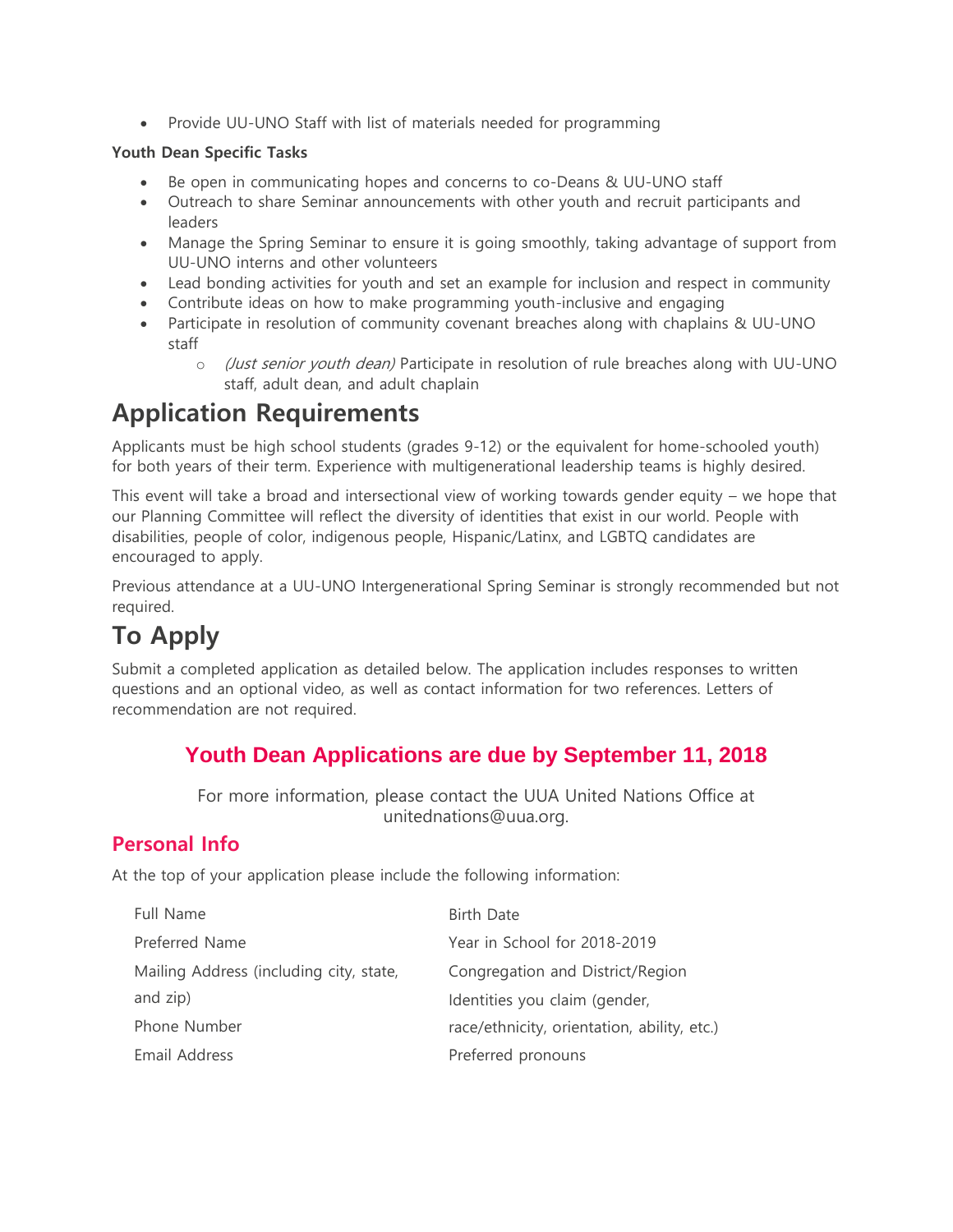- Provide UU-UNO Staff with list of materials needed for programming

**Youth Dean Specific Tasks**

- Be open in communicating hopes and concerns to co-Deans & UU-UNO staff
- Outreach to share Seminar announcements with other youth and recruit participants and leaders
- Manage the Spring Seminar to ensure it is going smoothly, taking advantage of support from UU-UNO interns and other volunteers
- Lead bonding activities for youth and set an example for inclusion and respect in community
- Contribute ideas on how to make programming youth-inclusive and engaging
- Participate in resolution of community covenant breaches along with chaplains & UU-UNO staff
    - *(Just senior youth dean)* Participate in resolution of rule breaches along with UU-UNO staff, adult dean, and adult chaplain

# Application Requirements

Applicants must be high school students (grades 9-12) or the equivalent for home-schooled youth) for both years of their term. Experience with multigenerational leadership teams is highly desired.

This event will take a broad and intersectional view of working towards gender equity – we hope that our Planning Committee will reflect the diversity of identities that exist in our world. People with disabilities, people of color, indigenous people, Hispanic/Latinx, and LGBTQ candidates are encouraged to apply.

Previous attendance at a UU-UNO Intergenerational Spring Seminar is strongly recommended but not required.

# To Apply

Submit a completed application as detailed below. The application includes responses to written questions and an optional video, as well as contact information for two references. Letters of recommendation are not required.

### Youth Dean Applications are due by September 11, 2018

For more information, please contact the UUA United Nations Office at unitednations@uua.org.

## Personal Info

At the top of your application please include the following information:

- Full Name
- Preferred Name
- Mailing Address (including city, state, and zip)
- Phone Number
- Email Address
- Birth Date
- Year in School for 2018-2019
- Congregation and District/Region
- Identities you claim (gender, race/ethnicity, orientation, ability, etc.)
- Preferred pronouns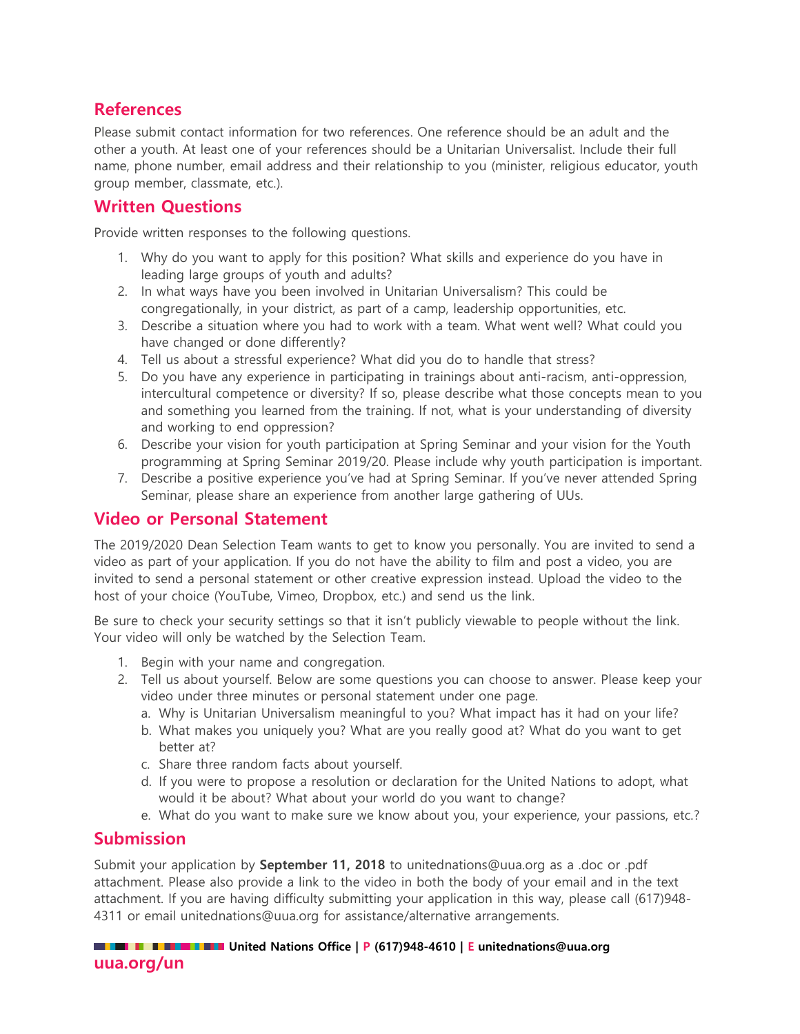## References

Please submit contact information for two references. One reference should be an adult and the other a youth. At least one of your references should be a Unitarian Universalist. Include their full name, phone number, email address and their relationship to you (minister, religious educator, youth group member, classmate, etc.).

## Written Questions

Provide written responses to the following questions.

1. Why do you want to apply for this position? What skills and experience do you have in leading large groups of youth and adults?
2. In what ways have you been involved in Unitarian Universalism? This could be congregationally, in your district, as part of a camp, leadership opportunities, etc.
3. Describe a situation where you had to work with a team. What went well? What could you have changed or done differently?
4. Tell us about a stressful experience? What did you do to handle that stress?
5. Do you have any experience in participating in trainings about anti-racism, anti-oppression, intercultural competence or diversity? If so, please describe what those concepts mean to you and something you learned from the training. If not, what is your understanding of diversity and working to end oppression?
6. Describe your vision for youth participation at Spring Seminar and your vision for the Youth programming at Spring Seminar 2019/20. Please include why youth participation is important.
7. Describe a positive experience you've had at Spring Seminar. If you've never attended Spring Seminar, please share an experience from another large gathering of UUs.

## Video or Personal Statement

The 2019/2020 Dean Selection Team wants to get to know you personally. You are invited to send a video as part of your application. If you do not have the ability to film and post a video, you are invited to send a personal statement or other creative expression instead. Upload the video to the host of your choice (YouTube, Vimeo, Dropbox, etc.) and send us the link.

Be sure to check your security settings so that it isn't publicly viewable to people without the link. Your video will only be watched by the Selection Team.

1. Begin with your name and congregation.
2. Tell us about yourself. Below are some questions you can choose to answer. Please keep your video under three minutes or personal statement under one page.
   a. Why is Unitarian Universalism meaningful to you? What impact has it had on your life?
   b. What makes you uniquely you? What are you really good at? What do you want to get better at?
   c. Share three random facts about yourself.
   d. If you were to propose a resolution or declaration for the United Nations to adopt, what would it be about? What about your world do you want to change?
   e. What do you want to make sure we know about you, your experience, your passions, etc.?

## Submission

Submit your application by **September 11, 2018** to unitednations@uua.org as a .doc or .pdf attachment. Please also provide a link to the video in both the body of your email and in the text attachment. If you are having difficulty submitting your application in this way, please call (617)948-4311 or email unitednations@uua.org for assistance/alternative arrangements.